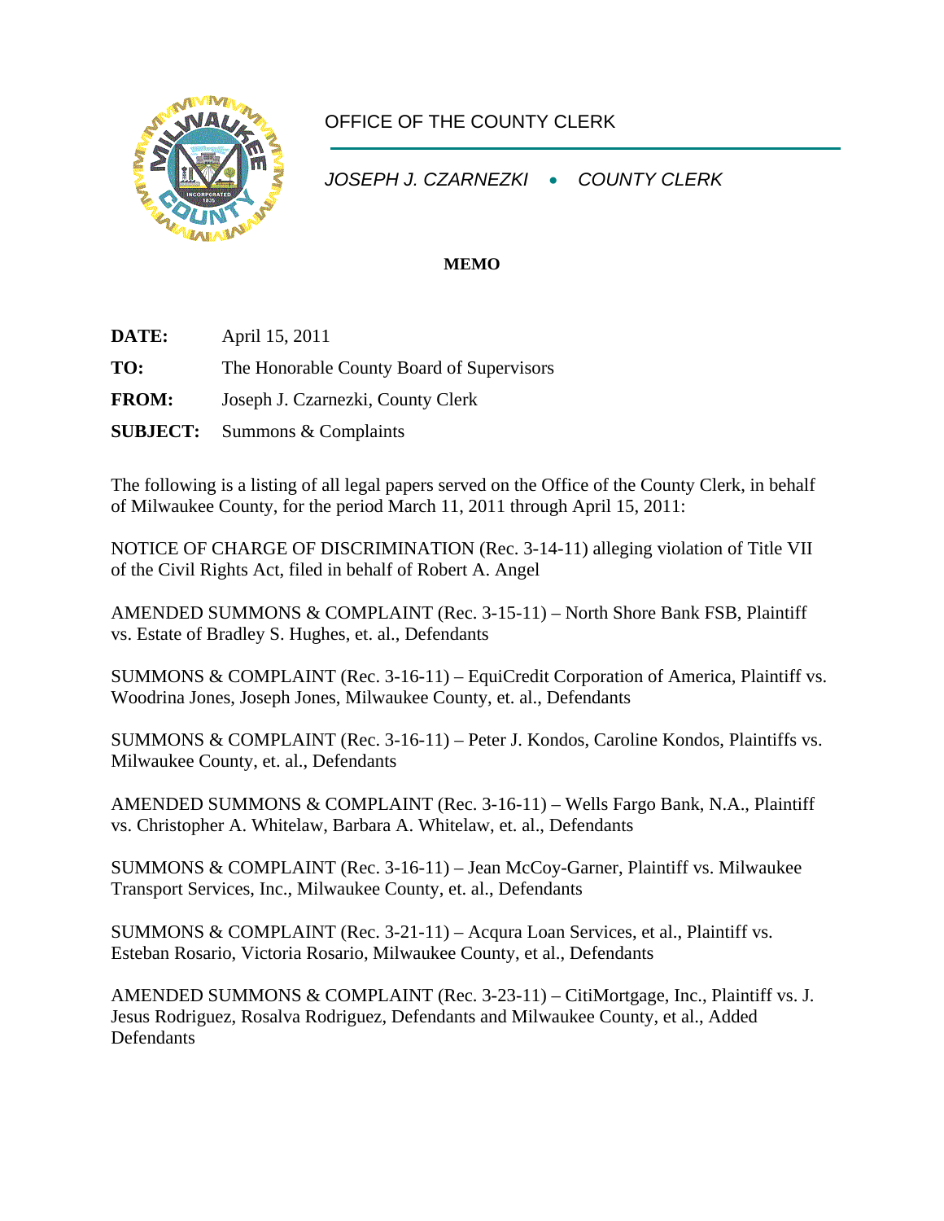OFFICE OF THE COUNTY CLERK

*JOSEPH J. CZARNEZKI • COUNTY CLERK*

**MEMO**

**DATE:** April 15, 2011

**TO:** The Honorable County Board of Supervisors

**FROM:** Joseph J. Czarnezki, County Clerk

**SUBJECT:** Summons & Complaints

The following is a listing of all legal papers served on the Office of the County Clerk, in behalf of Milwaukee County, for the period March 11, 2011 through April 15, 2011:

NOTICE OF CHARGE OF DISCRIMINATION (Rec. 3-14-11) alleging violation of Title VII of the Civil Rights Act, filed in behalf of Robert A. Angel

AMENDED SUMMONS & COMPLAINT (Rec. 3-15-11) – North Shore Bank FSB, Plaintiff vs. Estate of Bradley S. Hughes, et. al., Defendants

SUMMONS & COMPLAINT (Rec. 3-16-11) – EquiCredit Corporation of America, Plaintiff vs. Woodrina Jones, Joseph Jones, Milwaukee County, et. al., Defendants

SUMMONS & COMPLAINT (Rec. 3-16-11) – Peter J. Kondos, Caroline Kondos, Plaintiffs vs. Milwaukee County, et. al., Defendants

AMENDED SUMMONS & COMPLAINT (Rec. 3-16-11) – Wells Fargo Bank, N.A., Plaintiff vs. Christopher A. Whitelaw, Barbara A. Whitelaw, et. al., Defendants

SUMMONS & COMPLAINT (Rec. 3-16-11) – Jean McCoy-Garner, Plaintiff vs. Milwaukee Transport Services, Inc., Milwaukee County, et. al., Defendants

SUMMONS & COMPLAINT (Rec. 3-21-11) – Acqura Loan Services, et al., Plaintiff vs. Esteban Rosario, Victoria Rosario, Milwaukee County, et al., Defendants

AMENDED SUMMONS & COMPLAINT (Rec. 3-23-11) – CitiMortgage, Inc., Plaintiff vs. J. Jesus Rodriguez, Rosalva Rodriguez, Defendants and Milwaukee County, et al., Added Defendants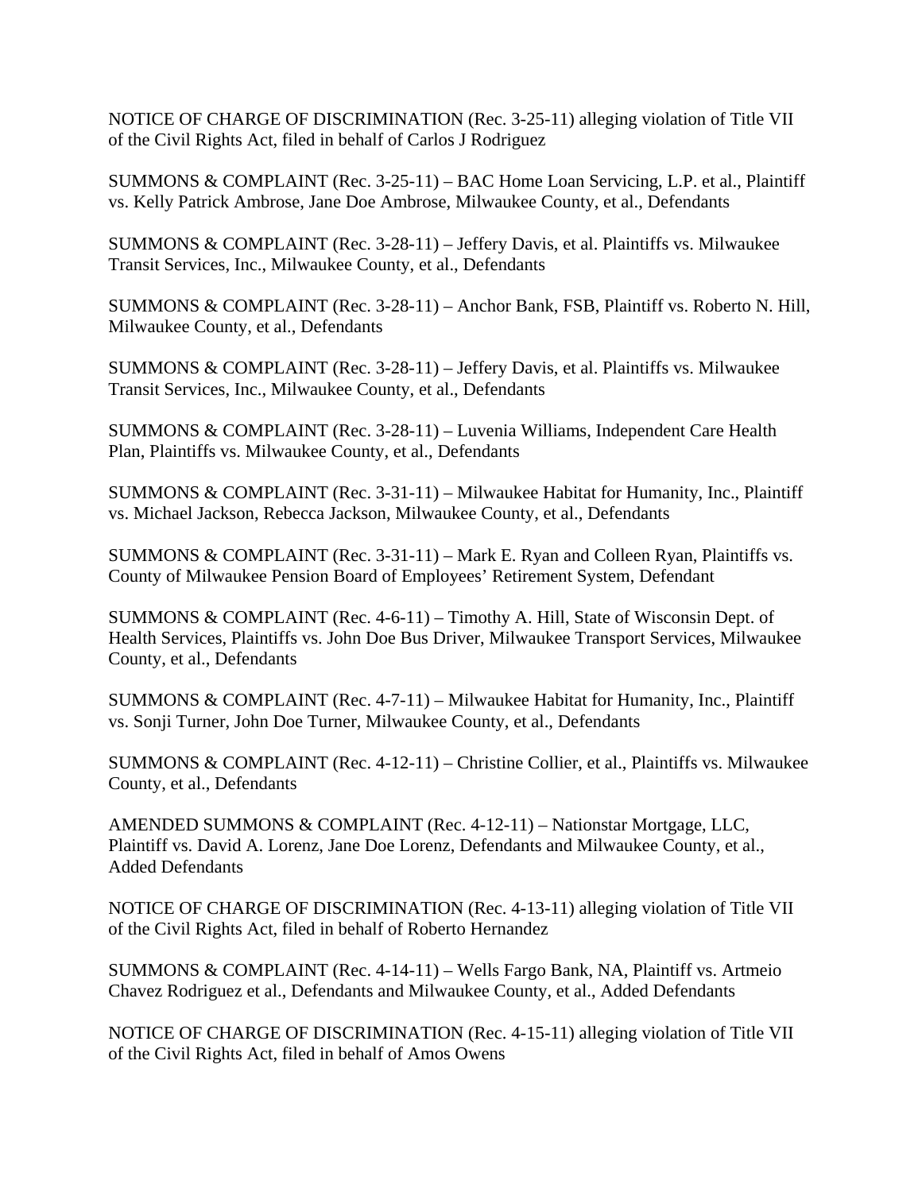NOTICE OF CHARGE OF DISCRIMINATION (Rec. 3-25-11) alleging violation of Title VII of the Civil Rights Act, filed in behalf of Carlos J Rodriguez

SUMMONS & COMPLAINT (Rec. 3-25-11) – BAC Home Loan Servicing, L.P. et al., Plaintiff vs. Kelly Patrick Ambrose, Jane Doe Ambrose, Milwaukee County, et al., Defendants

SUMMONS & COMPLAINT (Rec. 3-28-11) – Jeffery Davis, et al. Plaintiffs vs. Milwaukee Transit Services, Inc., Milwaukee County, et al., Defendants

SUMMONS & COMPLAINT (Rec. 3-28-11) – Anchor Bank, FSB, Plaintiff vs. Roberto N. Hill, Milwaukee County, et al., Defendants

SUMMONS & COMPLAINT (Rec. 3-28-11) – Jeffery Davis, et al. Plaintiffs vs. Milwaukee Transit Services, Inc., Milwaukee County, et al., Defendants

SUMMONS & COMPLAINT (Rec. 3-28-11) – Luvenia Williams, Independent Care Health Plan, Plaintiffs vs. Milwaukee County, et al., Defendants

SUMMONS & COMPLAINT (Rec. 3-31-11) – Milwaukee Habitat for Humanity, Inc., Plaintiff vs. Michael Jackson, Rebecca Jackson, Milwaukee County, et al., Defendants

SUMMONS & COMPLAINT (Rec. 3-31-11) – Mark E. Ryan and Colleen Ryan, Plaintiffs vs. County of Milwaukee Pension Board of Employees' Retirement System, Defendant

SUMMONS & COMPLAINT (Rec. 4-6-11) – Timothy A. Hill, State of Wisconsin Dept. of Health Services, Plaintiffs vs. John Doe Bus Driver, Milwaukee Transport Services, Milwaukee County, et al., Defendants

SUMMONS & COMPLAINT (Rec. 4-7-11) – Milwaukee Habitat for Humanity, Inc., Plaintiff vs. Sonji Turner, John Doe Turner, Milwaukee County, et al., Defendants

SUMMONS & COMPLAINT (Rec. 4-12-11) – Christine Collier, et al., Plaintiffs vs. Milwaukee County, et al., Defendants

AMENDED SUMMONS & COMPLAINT (Rec. 4-12-11) – Nationstar Mortgage, LLC, Plaintiff vs. David A. Lorenz, Jane Doe Lorenz, Defendants and Milwaukee County, et al., Added Defendants

NOTICE OF CHARGE OF DISCRIMINATION (Rec. 4-13-11) alleging violation of Title VII of the Civil Rights Act, filed in behalf of Roberto Hernandez

SUMMONS & COMPLAINT (Rec. 4-14-11) – Wells Fargo Bank, NA, Plaintiff vs. Artmeio Chavez Rodriguez et al., Defendants and Milwaukee County, et al., Added Defendants

NOTICE OF CHARGE OF DISCRIMINATION (Rec. 4-15-11) alleging violation of Title VII of the Civil Rights Act, filed in behalf of Amos Owens